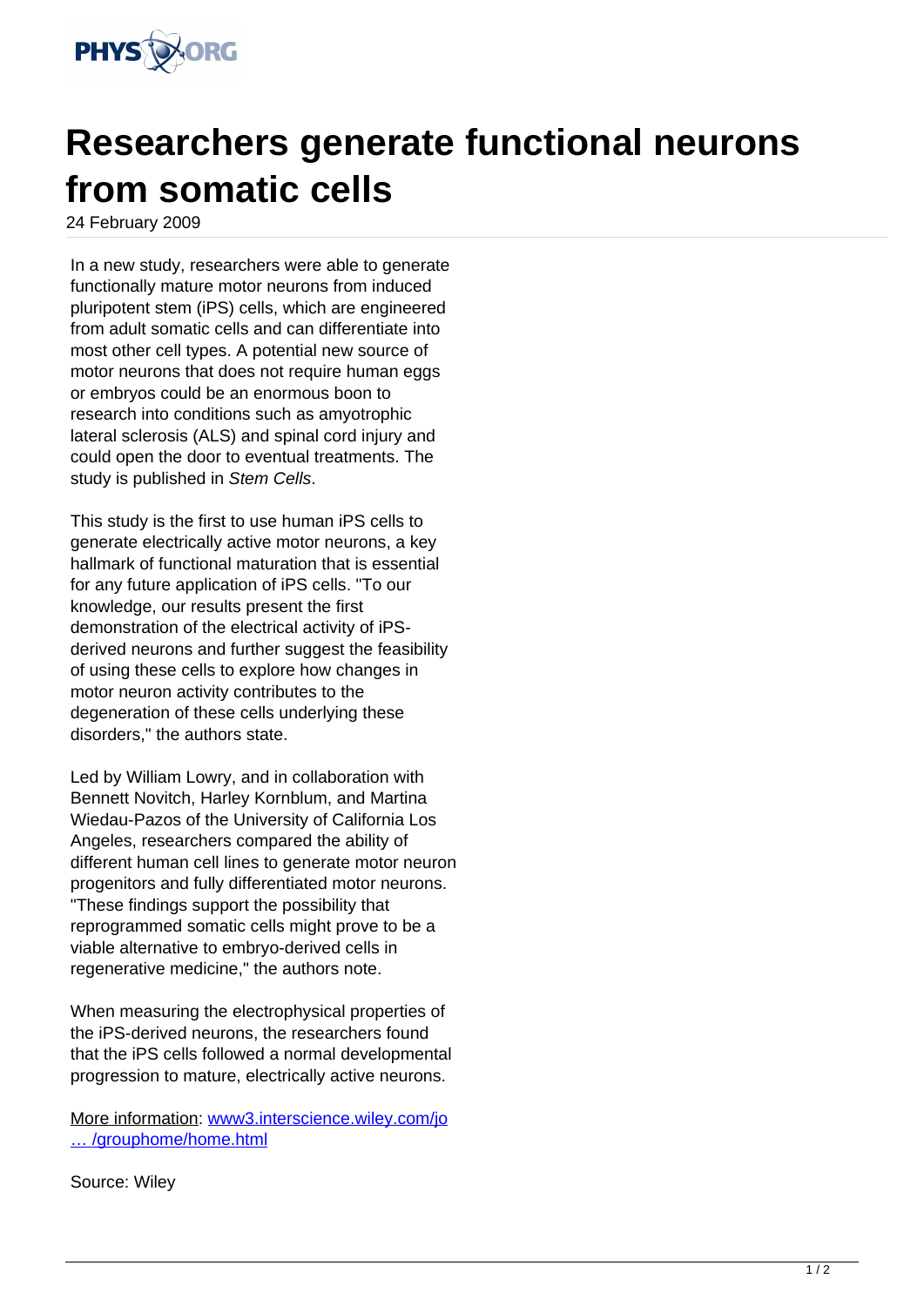# Researchers generate functional neurons from somatic cells

24 February 2009

In a new study, researchers were able to generate functionally mature motor neurons from induced pluripotent stem (iPS) cells, which are engineered from adult somatic cells and can differentiate into most other cell types. A potential new source of motor neurons that does not require human eggs or embryos could be an enormous boon to research into conditions such as amyotrophic lateral sclerosis (ALS) and spinal cord injury and could open the door to eventual treatments. The study is published in *Stem Cells*.

This study is the first to use human iPS cells to generate electrically active motor neurons, a key hallmark of functional maturation that is essential for any future application of iPS cells. "To our knowledge, our results present the first demonstration of the electrical activity of iPS-derived neurons and further suggest the feasibility of using these cells to explore how changes in motor neuron activity contributes to the degeneration of these cells underlying these disorders," the authors state.

Led by William Lowry, and in collaboration with Bennett Novitch, Harley Kornblum, and Martina Wiedau-Pazos of the University of California Los Angeles, researchers compared the ability of different human cell lines to generate motor neuron progenitors and fully differentiated motor neurons. "These findings support the possibility that reprogrammed somatic cells might prove to be a viable alternative to embryo-derived cells in regenerative medicine," the authors note.

When measuring the electrophysical properties of the iPS-derived neurons, the researchers found that the iPS cells followed a normal developmental progression to mature, electrically active neurons.

More information: www3.interscience.wiley.com/jo … /grouphome/home.html

Source: Wiley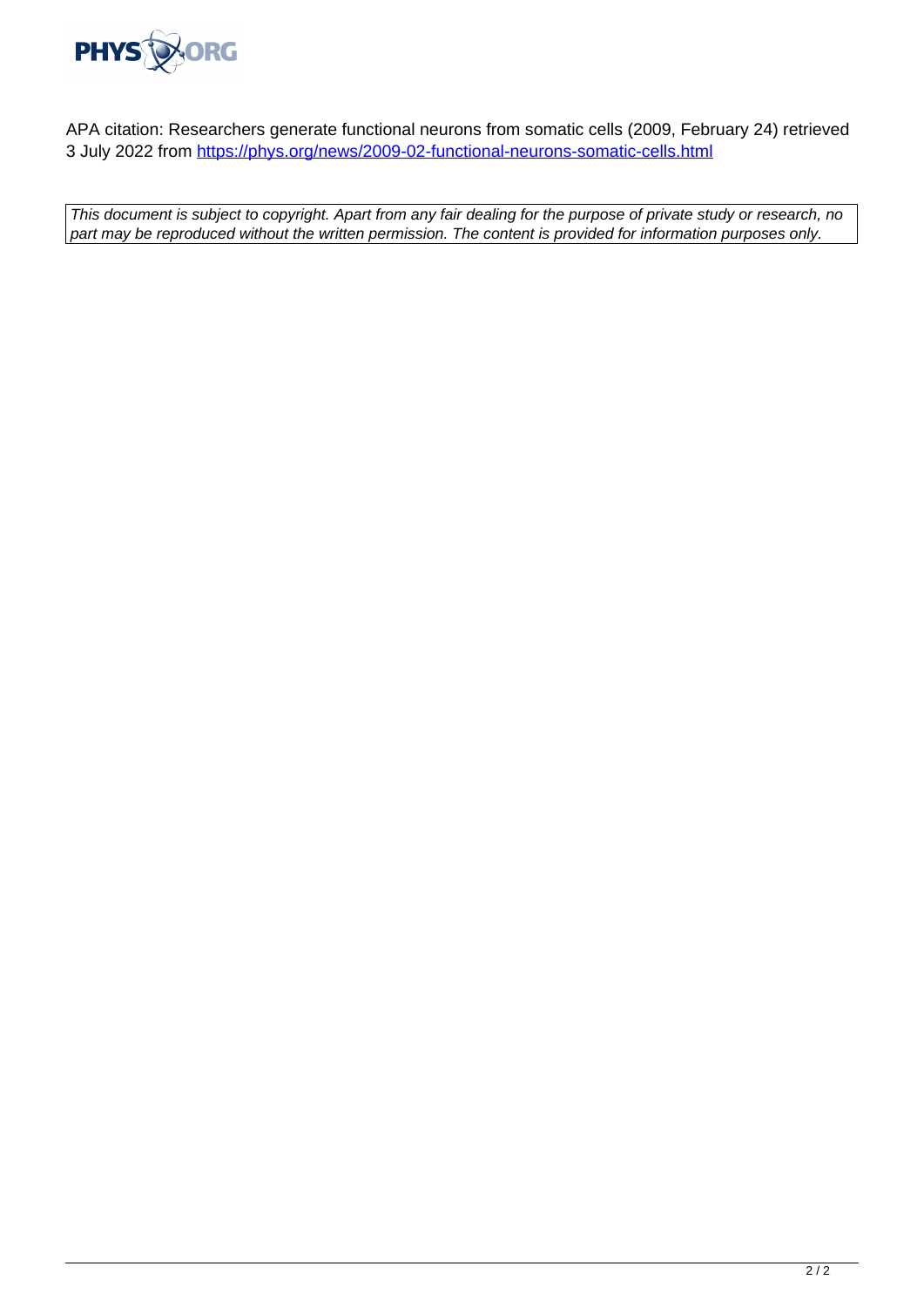APA citation: Researchers generate functional neurons from somatic cells (2009, February 24) retrieved 3 July 2022 from https://phys.org/news/2009-02-functional-neurons-somatic-cells.html

*This document is subject to copyright. Apart from any fair dealing for the purpose of private study or research, no part may be reproduced without the written permission. The content is provided for information purposes only.*